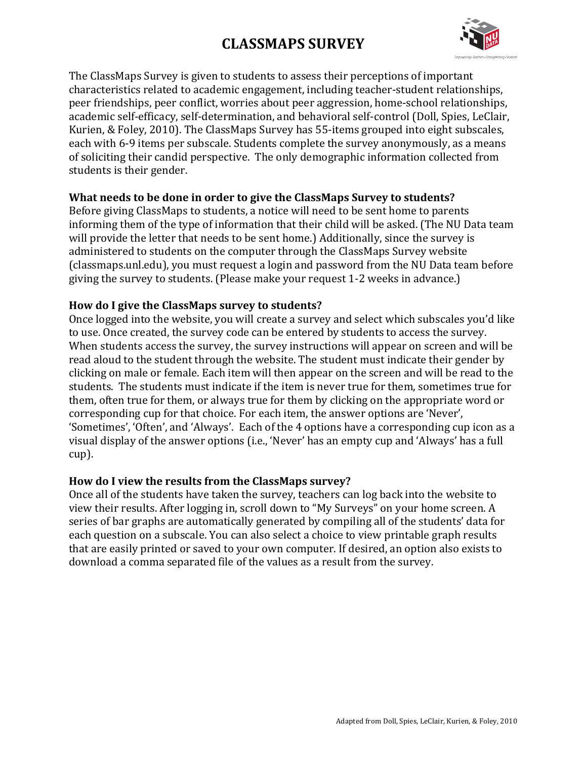# CLASSMAPS SURVEY

The ClassMaps Survey is given to students to assess their perceptions of important characteristics related to academic engagement, including teacher-student relationships, peer friendships, peer conflict, worries about peer aggression, home-school relationships, academic self-efficacy, self-determination, and behavioral self-control (Doll, Spies, LeClair, Kurien, & Foley, 2010). The ClassMaps Survey has 55-items grouped into eight subscales, each with 6-9 items per subscale. Students complete the survey anonymously, as a means of soliciting their candid perspective. The only demographic information collected from students is their gender.

**What needs to be done in order to give the ClassMaps Survey to students?**

Before giving ClassMaps to students, a notice will need to be sent home to parents informing them of the type of information that their child will be asked. (The NU Data team will provide the letter that needs to be sent home.) Additionally, since the survey is administered to students on the computer through the ClassMaps Survey website (classmaps.unl.edu), you must request a login and password from the NU Data team before giving the survey to students. (Please make your request 1-2 weeks in advance.)

**How do I give the ClassMaps survey to students?**

Once logged into the website, you will create a survey and select which subscales you'd like to use. Once created, the survey code can be entered by students to access the survey. When students access the survey, the survey instructions will appear on screen and will be read aloud to the student through the website. The student must indicate their gender by clicking on male or female. Each item will then appear on the screen and will be read to the students. The students must indicate if the item is never true for them, sometimes true for them, often true for them, or always true for them by clicking on the appropriate word or corresponding cup for that choice. For each item, the answer options are 'Never', 'Sometimes', 'Often', and 'Always'. Each of the 4 options have a corresponding cup icon as a visual display of the answer options (i.e., 'Never' has an empty cup and 'Always' has a full cup).

**How do I view the results from the ClassMaps survey?**

Once all of the students have taken the survey, teachers can log back into the website to view their results. After logging in, scroll down to "My Surveys" on your home screen. A series of bar graphs are automatically generated by compiling all of the students' data for each question on a subscale. You can also select a choice to view printable graph results that are easily printed or saved to your own computer. If desired, an option also exists to download a comma separated file of the values as a result from the survey.

Adapted from Doll, Spies, LeClair, Kurien, & Foley, 2010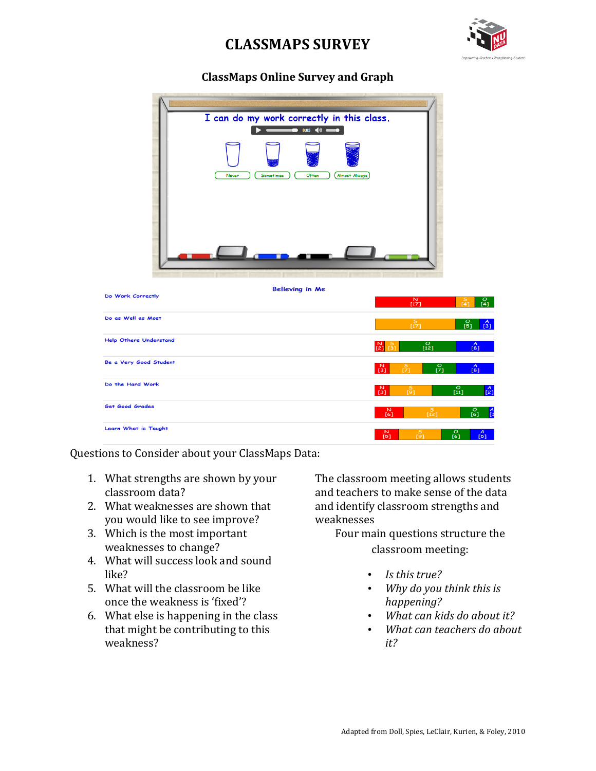# CLASSMAPS SURVEY

## ClassMaps Online Survey and Graph

I can do my work correctly in this class.

Never Sometimes Often Almost Always

Believing in Me

Do Work Correctly
N [17] S [4] O [4]

Do as Well as Most
S [17] O [5] A [3]

Help Others Understand
N [2] S [3] O [12] A [8]

Be a Very Good Student
N [3] S [7] O [7] A [8]

Do the Hard Work
N [3] S [9] O [11] A [2]

Get Good Grades
N [6] S [12] O [6] A [1]

Learn What is Taught
N [5] S [9] O [6] A [5]

Questions to Consider about your ClassMaps Data:

1. What strengths are shown by your classroom data?
2. What weaknesses are shown that you would like to see improve?
3. Which is the most important weaknesses to change?
4. What will success look and sound like?
5. What will the classroom be like once the weakness is 'fixed'?
6. What else is happening in the class that might be contributing to this weakness?

The classroom meeting allows students and teachers to make sense of the data and identify classroom strengths and weaknesses

Four main questions structure the classroom meeting:

- *Is this true?*
- *Why do you think this is happening?*
- *What can kids do about it?*
- *What can teachers do about it?*

Adapted from Doll, Spies, LeClair, Kurien, & Foley, 2010